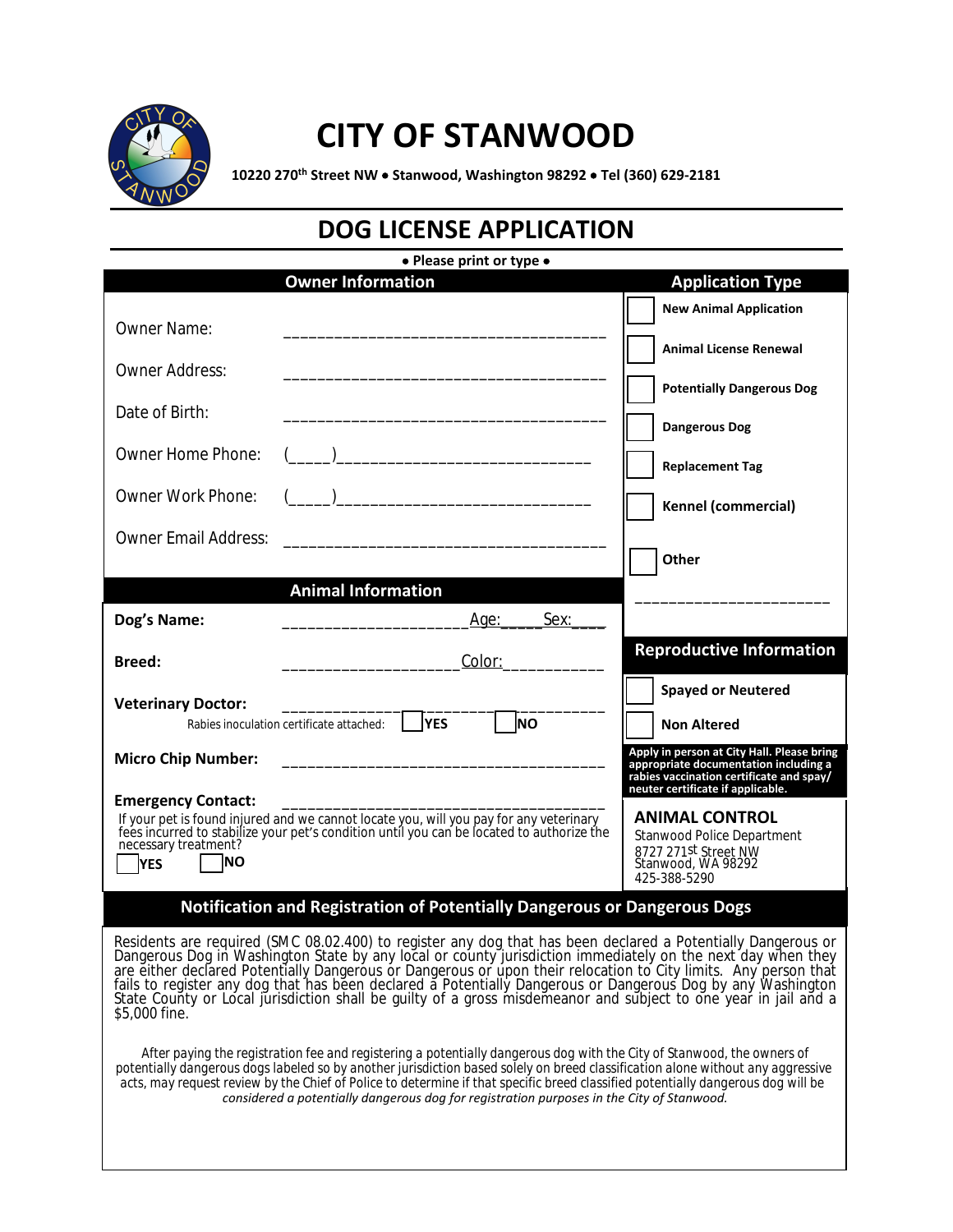# CITY OF STANWOOD

**10220 270th Street NW • Stanwood, Washington 98292 • Tel (360) 629-2181**

## DOG LICENSE APPLICATION

**• Please print or type •**

### Owner Information

Owner Name: ______________________________________

Owner Address: ______________________________________

Date of Birth: ______________________________________

Owner Home Phone: (____)____________________________

Owner Work Phone: (____)____________________________

Owner Email Address: ______________________________________

### Application Type

- ☐ **New Animal Application**
- ☐ **Animal License Renewal**
- ☐ **Potentially Dangerous Dog**
- ☐ **Dangerous Dog**
- ☐ **Replacement Tag**
- ☐ **Kennel (commercial)**
- ☐ **Other** ______________________

### Animal Information

**Dog's Name:** ____________________ Age:____ Sex:____

**Breed:** ____________________ Color:___________

**Veterinary Doctor:** ______________________________________

Rabies inoculation certificate attached: ☐ **YES** ☐ **NO**

**Micro Chip Number:** ______________________________________

**Emergency Contact:** ______________________________________

If your pet is found injured and we cannot locate you, will you pay for any veterinary fees incurred to stabilize your pet's condition until you can be located to authorize the necessary treatment?

☐ **YES** ☐ **NO**

### Reproductive Information

- ☐ **Spayed or Neutered**
- ☐ **Non Altered**

**Apply in person at City Hall. Please bring appropriate documentation including a rabies vaccination certificate and spay/neuter certificate if applicable.**

**ANIMAL CONTROL**
Stanwood Police Department
8727 271st Street NW
Stanwood, WA 98292
425-388-5290

### Notification and Registration of Potentially Dangerous or Dangerous Dogs

Residents are required (SMC 08.02.400) to register any dog that has been declared a Potentially Dangerous or Dangerous Dog in Washington State by any local or county jurisdiction immediately on the next day when they are either declared Potentially Dangerous or Dangerous or upon their relocation to City limits. Any person that fails to register any dog that has been declared a Potentially Dangerous or Dangerous Dog by any Washington State County or Local jurisdiction shall be guilty of a gross misdemeanor and subject to one year in jail and a $5,000 fine.

After paying the registration fee and registering a potentially dangerous dog with the City of Stanwood, the owners of potentially dangerous dogs labeled so by another jurisdiction based solely on breed classification alone without any aggressive acts, may request review by the Chief of Police to determine if that specific breed classified potentially dangerous dog will be *considered a potentially dangerous dog for registration purposes in the City of Stanwood.*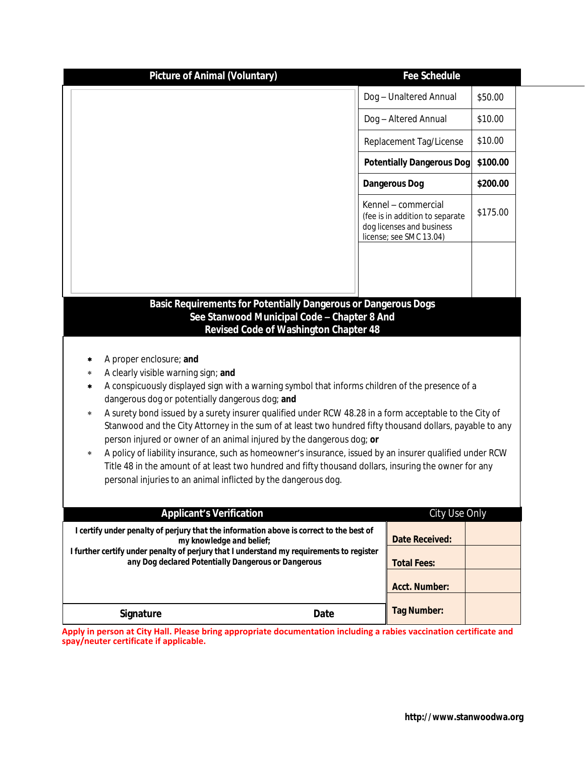## Picture of Animal (Voluntary)

## Fee Schedule

| | |
|---|---|
| Dog – Unaltered Annual | $50.00 |
| Dog – Altered Annual | $10.00 |
| Replacement Tag/License | $10.00 |
| **Potentially Dangerous Dog** | **$100.00** |
| **Dangerous Dog** | **$200.00** |
| Kennel – commercial (fee is in addition to separate dog licenses and business license; see SMC 13.04) | $175.00 |
| | |

## Basic Requirements for Potentially Dangerous or Dangerous Dogs
## See Stanwood Municipal Code – Chapter 8 And
## Revised Code of Washington Chapter 48

- A proper enclosure; **and**
- A clearly visible warning sign; **and**
- A conspicuously displayed sign with a warning symbol that informs children of the presence of a dangerous dog or potentially dangerous dog; **and**
- A surety bond issued by a surety insurer qualified under RCW 48.28 in a form acceptable to the City of Stanwood and the City Attorney in the sum of at least two hundred fifty thousand dollars, payable to any person injured or owner of an animal injured by the dangerous dog; **or**
- A policy of liability insurance, such as homeowner's insurance, issued by an insurer qualified under RCW Title 48 in the amount of at least two hundred and fifty thousand dollars, insuring the owner for any personal injuries to an animal inflicted by the dangerous dog.

## Applicant's Verification

**I certify under penalty of perjury that the information above is correct to the best of my knowledge and belief;**
**I further certify under penalty of perjury that I understand my requirements to register any Dog declared Potentially Dangerous or Dangerous**

**Signature** **Date**

### City Use Only

| | |
|---|---|
| **Date Received:** | |
| **Total Fees:** | |
| **Acct. Number:** | |
| **Tag Number:** | |

**Apply in person at City Hall. Please bring appropriate documentation including a rabies vaccination certificate and spay/neuter certificate if applicable.**

**http://www.stanwoodwa.org**